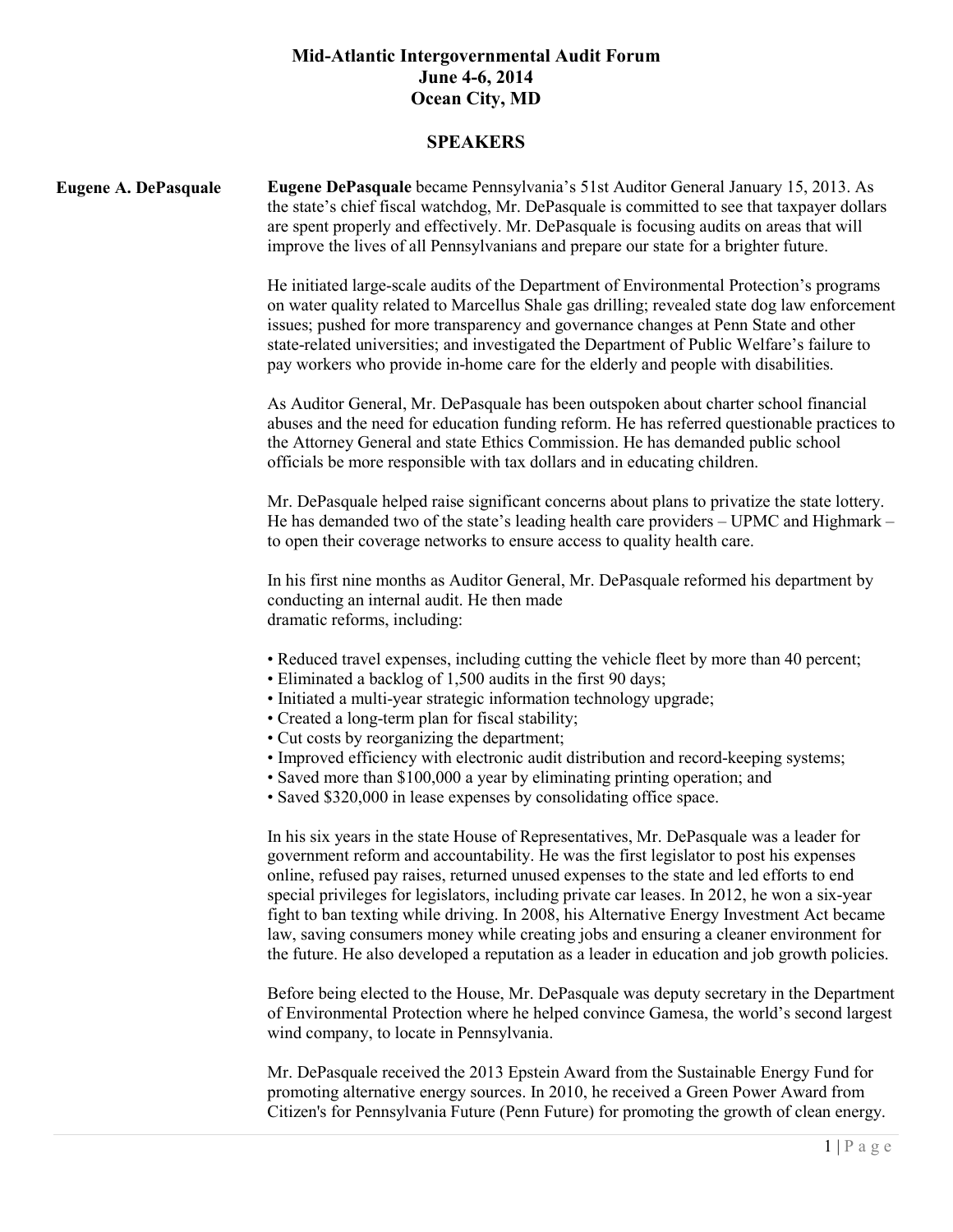# Mid-Atlantic Intergovernmental Audit Forum
## June 4-6, 2014
## Ocean City, MD

## SPEAKERS

### Eugene A. DePasquale

**Eugene DePasquale** became Pennsylvania's 51st Auditor General January 15, 2013. As the state's chief fiscal watchdog, Mr. DePasquale is committed to see that taxpayer dollars are spent properly and effectively. Mr. DePasquale is focusing audits on areas that will improve the lives of all Pennsylvanians and prepare our state for a brighter future.

He initiated large-scale audits of the Department of Environmental Protection's programs on water quality related to Marcellus Shale gas drilling; revealed state dog law enforcement issues; pushed for more transparency and governance changes at Penn State and other state-related universities; and investigated the Department of Public Welfare's failure to pay workers who provide in-home care for the elderly and people with disabilities.

As Auditor General, Mr. DePasquale has been outspoken about charter school financial abuses and the need for education funding reform. He has referred questionable practices to the Attorney General and state Ethics Commission. He has demanded public school officials be more responsible with tax dollars and in educating children.

Mr. DePasquale helped raise significant concerns about plans to privatize the state lottery. He has demanded two of the state's leading health care providers – UPMC and Highmark – to open their coverage networks to ensure access to quality health care.

In his first nine months as Auditor General, Mr. DePasquale reformed his department by conducting an internal audit. He then made dramatic reforms, including:

- Reduced travel expenses, including cutting the vehicle fleet by more than 40 percent;
- Eliminated a backlog of 1,500 audits in the first 90 days;
- Initiated a multi-year strategic information technology upgrade;
- Created a long-term plan for fiscal stability;
- Cut costs by reorganizing the department;
- Improved efficiency with electronic audit distribution and record-keeping systems;
- Saved more than $100,000 a year by eliminating printing operation; and
- Saved $320,000 in lease expenses by consolidating office space.

In his six years in the state House of Representatives, Mr. DePasquale was a leader for government reform and accountability. He was the first legislator to post his expenses online, refused pay raises, returned unused expenses to the state and led efforts to end special privileges for legislators, including private car leases. In 2012, he won a six-year fight to ban texting while driving. In 2008, his Alternative Energy Investment Act became law, saving consumers money while creating jobs and ensuring a cleaner environment for the future. He also developed a reputation as a leader in education and job growth policies.

Before being elected to the House, Mr. DePasquale was deputy secretary in the Department of Environmental Protection where he helped convince Gamesa, the world's second largest wind company, to locate in Pennsylvania.

Mr. DePasquale received the 2013 Epstein Award from the Sustainable Energy Fund for promoting alternative energy sources. In 2010, he received a Green Power Award from Citizen's for Pennsylvania Future (Penn Future) for promoting the growth of clean energy.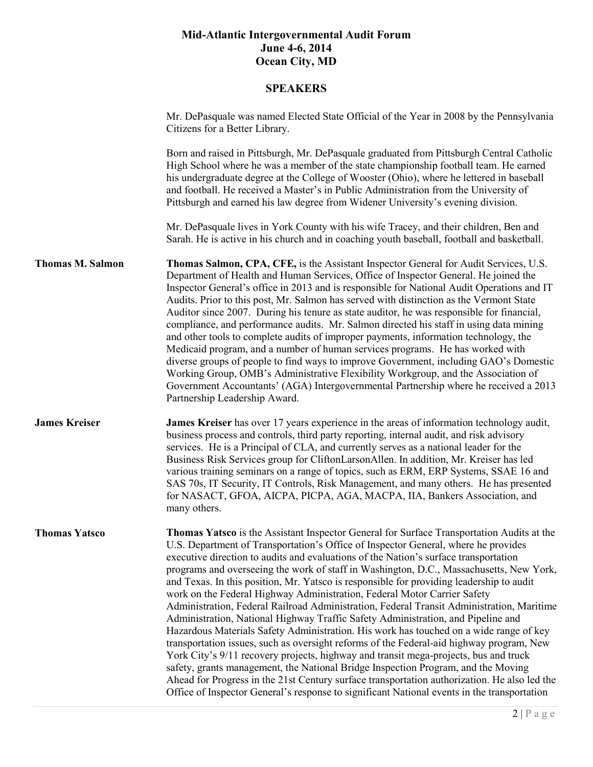# Mid-Atlantic Intergovernmental Audit Forum
# June 4-6, 2014
# Ocean City, MD

## SPEAKERS

Mr. DePasquale was named Elected State Official of the Year in 2008 by the Pennsylvania Citizens for a Better Library.

Born and raised in Pittsburgh, Mr. DePasquale graduated from Pittsburgh Central Catholic High School where he was a member of the state championship football team. He earned his undergraduate degree at the College of Wooster (Ohio), where he lettered in baseball and football. He received a Master's in Public Administration from the University of Pittsburgh and earned his law degree from Widener University's evening division.

Mr. DePasquale lives in York County with his wife Tracey, and their children, Ben and Sarah. He is active in his church and in coaching youth baseball, football and basketball.

**Thomas M. Salmon**

**Thomas Salmon, CPA, CFE,** is the Assistant Inspector General for Audit Services, U.S. Department of Health and Human Services, Office of Inspector General. He joined the Inspector General's office in 2013 and is responsible for National Audit Operations and IT Audits. Prior to this post, Mr. Salmon has served with distinction as the Vermont State Auditor since 2007. During his tenure as state auditor, he was responsible for financial, compliance, and performance audits. Mr. Salmon directed his staff in using data mining and other tools to complete audits of improper payments, information technology, the Medicaid program, and a number of human services programs. He has worked with diverse groups of people to find ways to improve Government, including GAO's Domestic Working Group, OMB's Administrative Flexibility Workgroup, and the Association of Government Accountants' (AGA) Intergovernmental Partnership where he received a 2013 Partnership Leadership Award.

**James Kreiser**

**James Kreiser** has over 17 years experience in the areas of information technology audit, business process and controls, third party reporting, internal audit, and risk advisory services. He is a Principal of CLA, and currently serves as a national leader for the Business Risk Services group for CliftonLarsonAllen. In addition, Mr. Kreiser has led various training seminars on a range of topics, such as ERM, ERP Systems, SSAE 16 and SAS 70s, IT Security, IT Controls, Risk Management, and many others. He has presented for NASACT, GFOA, AICPA, PICPA, AGA, MACPA, IIA, Bankers Association, and many others.

**Thomas Yatsco**

**Thomas Yatsco** is the Assistant Inspector General for Surface Transportation Audits at the U.S. Department of Transportation's Office of Inspector General, where he provides executive direction to audits and evaluations of the Nation's surface transportation programs and overseeing the work of staff in Washington, D.C., Massachusetts, New York, and Texas. In this position, Mr. Yatsco is responsible for providing leadership to audit work on the Federal Highway Administration, Federal Motor Carrier Safety Administration, Federal Railroad Administration, Federal Transit Administration, Maritime Administration, National Highway Traffic Safety Administration, and Pipeline and Hazardous Materials Safety Administration. His work has touched on a wide range of key transportation issues, such as oversight reforms of the Federal-aid highway program, New York City's 9/11 recovery projects, highway and transit mega-projects, bus and truck safety, grants management, the National Bridge Inspection Program, and the Moving Ahead for Progress in the 21st Century surface transportation authorization. He also led the Office of Inspector General's response to significant National events in the transportation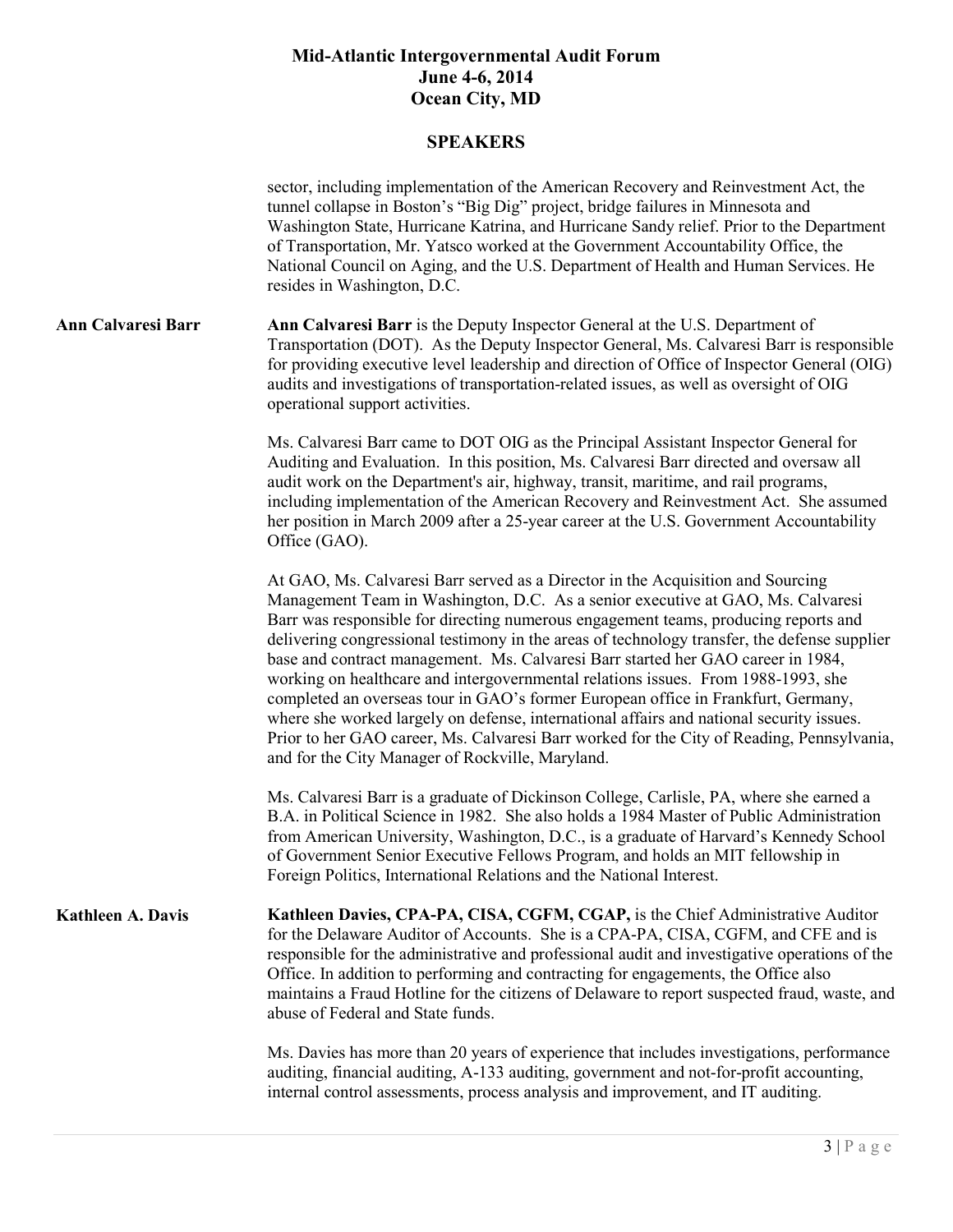sector, including implementation of the American Recovery and Reinvestment Act, the tunnel collapse in Boston's "Big Dig" project, bridge failures in Minnesota and Washington State, Hurricane Katrina, and Hurricane Sandy relief. Prior to the Department of Transportation, Mr. Yatsco worked at the Government Accountability Office, the National Council on Aging, and the U.S. Department of Health and Human Services. He resides in Washington, D.C.

**Ann Calvaresi Barr**

**Ann Calvaresi Barr** is the Deputy Inspector General at the U.S. Department of Transportation (DOT). As the Deputy Inspector General, Ms. Calvaresi Barr is responsible for providing executive level leadership and direction of Office of Inspector General (OIG) audits and investigations of transportation-related issues, as well as oversight of OIG operational support activities.

Ms. Calvaresi Barr came to DOT OIG as the Principal Assistant Inspector General for Auditing and Evaluation. In this position, Ms. Calvaresi Barr directed and oversaw all audit work on the Department's air, highway, transit, maritime, and rail programs, including implementation of the American Recovery and Reinvestment Act. She assumed her position in March 2009 after a 25-year career at the U.S. Government Accountability Office (GAO).

At GAO, Ms. Calvaresi Barr served as a Director in the Acquisition and Sourcing Management Team in Washington, D.C. As a senior executive at GAO, Ms. Calvaresi Barr was responsible for directing numerous engagement teams, producing reports and delivering congressional testimony in the areas of technology transfer, the defense supplier base and contract management. Ms. Calvaresi Barr started her GAO career in 1984, working on healthcare and intergovernmental relations issues. From 1988-1993, she completed an overseas tour in GAO's former European office in Frankfurt, Germany, where she worked largely on defense, international affairs and national security issues. Prior to her GAO career, Ms. Calvaresi Barr worked for the City of Reading, Pennsylvania, and for the City Manager of Rockville, Maryland.

Ms. Calvaresi Barr is a graduate of Dickinson College, Carlisle, PA, where she earned a B.A. in Political Science in 1982. She also holds a 1984 Master of Public Administration from American University, Washington, D.C., is a graduate of Harvard's Kennedy School of Government Senior Executive Fellows Program, and holds an MIT fellowship in Foreign Politics, International Relations and the National Interest.

**Kathleen A. Davis**

**Kathleen Davies, CPA-PA, CISA, CGFM, CGAP,** is the Chief Administrative Auditor for the Delaware Auditor of Accounts. She is a CPA-PA, CISA, CGFM, and CFE and is responsible for the administrative and professional audit and investigative operations of the Office. In addition to performing and contracting for engagements, the Office also maintains a Fraud Hotline for the citizens of Delaware to report suspected fraud, waste, and abuse of Federal and State funds.

Ms. Davies has more than 20 years of experience that includes investigations, performance auditing, financial auditing, A-133 auditing, government and not-for-profit accounting, internal control assessments, process analysis and improvement, and IT auditing.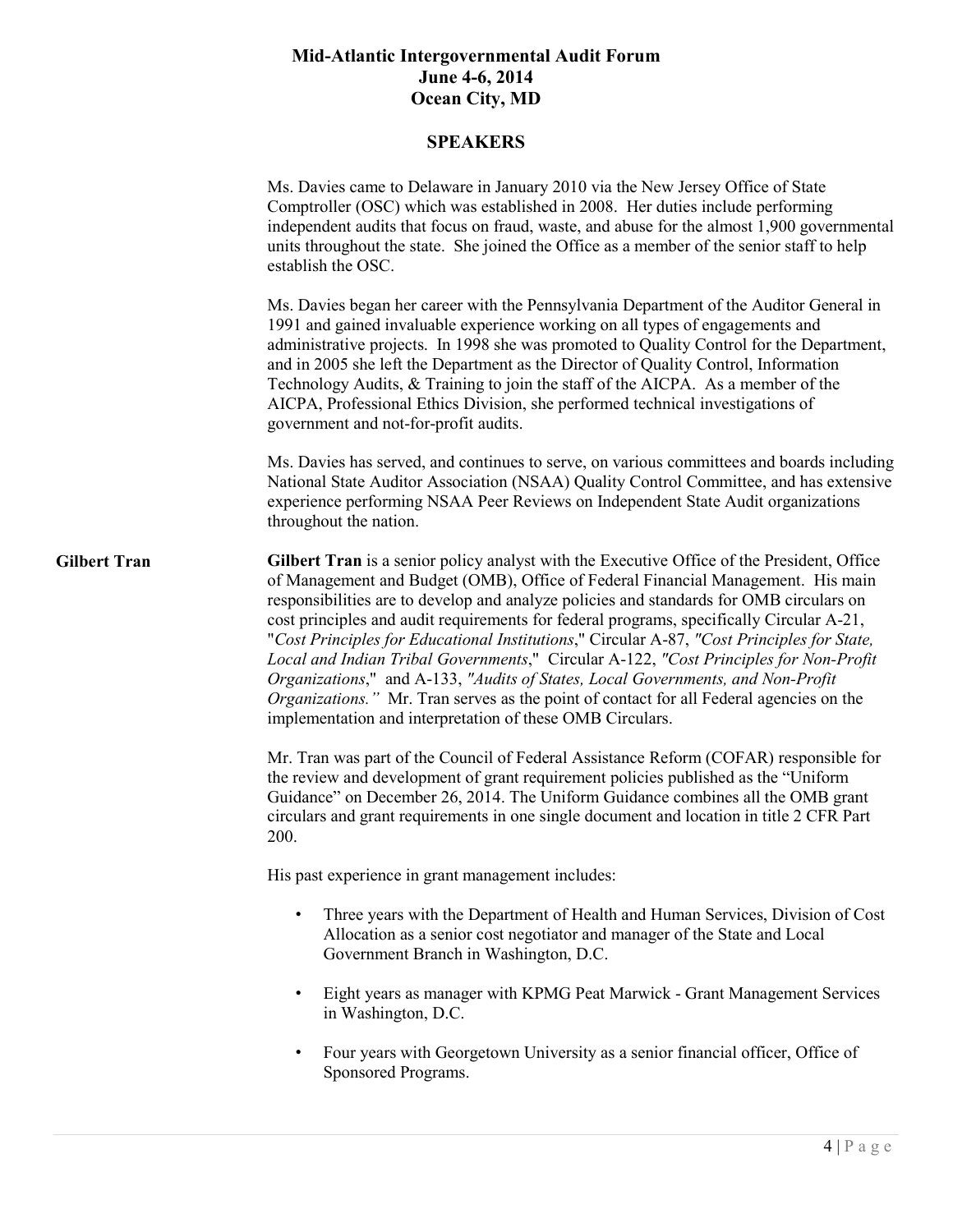# Mid-Atlantic Intergovernmental Audit Forum
# June 4-6, 2014
# Ocean City, MD

## SPEAKERS

Ms. Davies came to Delaware in January 2010 via the New Jersey Office of State Comptroller (OSC) which was established in 2008. Her duties include performing independent audits that focus on fraud, waste, and abuse for the almost 1,900 governmental units throughout the state. She joined the Office as a member of the senior staff to help establish the OSC.

Ms. Davies began her career with the Pennsylvania Department of the Auditor General in 1991 and gained invaluable experience working on all types of engagements and administrative projects. In 1998 she was promoted to Quality Control for the Department, and in 2005 she left the Department as the Director of Quality Control, Information Technology Audits, & Training to join the staff of the AICPA. As a member of the AICPA, Professional Ethics Division, she performed technical investigations of government and not-for-profit audits.

Ms. Davies has served, and continues to serve, on various committees and boards including National State Auditor Association (NSAA) Quality Control Committee, and has extensive experience performing NSAA Peer Reviews on Independent State Audit organizations throughout the nation.

### Gilbert Tran

**Gilbert Tran** is a senior policy analyst with the Executive Office of the President, Office of Management and Budget (OMB), Office of Federal Financial Management. His main responsibilities are to develop and analyze policies and standards for OMB circulars on cost principles and audit requirements for federal programs, specifically Circular A-21, "*Cost Principles for Educational Institutions*," Circular A-87, *"Cost Principles for State, Local and Indian Tribal Governments*," Circular A-122, *"Cost Principles for Non-Profit Organizations*," and A-133, *"Audits of States, Local Governments, and Non-Profit Organizations."* Mr. Tran serves as the point of contact for all Federal agencies on the implementation and interpretation of these OMB Circulars.

Mr. Tran was part of the Council of Federal Assistance Reform (COFAR) responsible for the review and development of grant requirement policies published as the "Uniform Guidance" on December 26, 2014. The Uniform Guidance combines all the OMB grant circulars and grant requirements in one single document and location in title 2 CFR Part 200.

His past experience in grant management includes:

- Three years with the Department of Health and Human Services, Division of Cost Allocation as a senior cost negotiator and manager of the State and Local Government Branch in Washington, D.C.
- Eight years as manager with KPMG Peat Marwick - Grant Management Services in Washington, D.C.
- Four years with Georgetown University as a senior financial officer, Office of Sponsored Programs.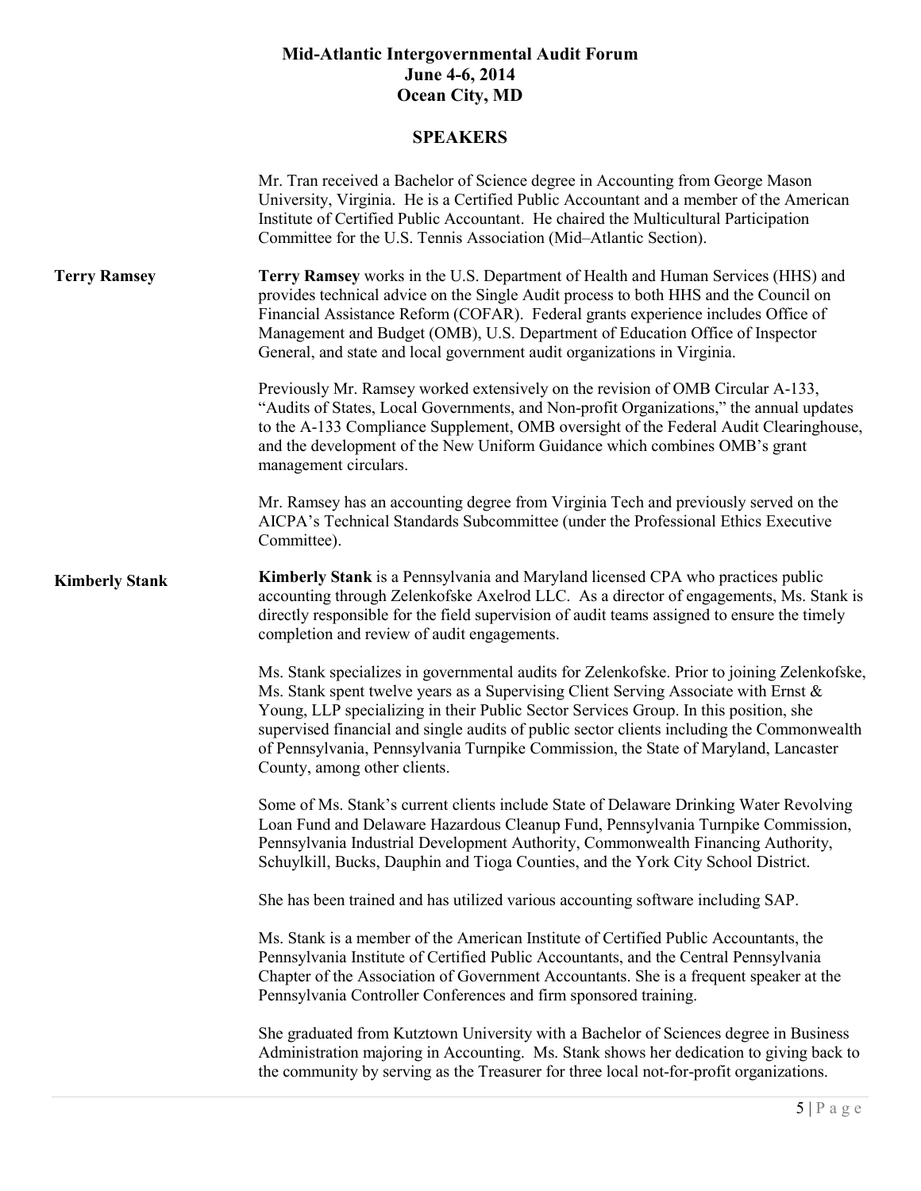Mr. Tran received a Bachelor of Science degree in Accounting from George Mason University, Virginia. He is a Certified Public Accountant and a member of the American Institute of Certified Public Accountant. He chaired the Multicultural Participation Committee for the U.S. Tennis Association (Mid–Atlantic Section).

## Terry Ramsey

**Terry Ramsey** works in the U.S. Department of Health and Human Services (HHS) and provides technical advice on the Single Audit process to both HHS and the Council on Financial Assistance Reform (COFAR). Federal grants experience includes Office of Management and Budget (OMB), U.S. Department of Education Office of Inspector General, and state and local government audit organizations in Virginia.

Previously Mr. Ramsey worked extensively on the revision of OMB Circular A-133, "Audits of States, Local Governments, and Non-profit Organizations," the annual updates to the A-133 Compliance Supplement, OMB oversight of the Federal Audit Clearinghouse, and the development of the New Uniform Guidance which combines OMB's grant management circulars.

Mr. Ramsey has an accounting degree from Virginia Tech and previously served on the AICPA's Technical Standards Subcommittee (under the Professional Ethics Executive Committee).

## Kimberly Stank

**Kimberly Stank** is a Pennsylvania and Maryland licensed CPA who practices public accounting through Zelenkofske Axelrod LLC. As a director of engagements, Ms. Stank is directly responsible for the field supervision of audit teams assigned to ensure the timely completion and review of audit engagements.

Ms. Stank specializes in governmental audits for Zelenkofske. Prior to joining Zelenkofske, Ms. Stank spent twelve years as a Supervising Client Serving Associate with Ernst & Young, LLP specializing in their Public Sector Services Group. In this position, she supervised financial and single audits of public sector clients including the Commonwealth of Pennsylvania, Pennsylvania Turnpike Commission, the State of Maryland, Lancaster County, among other clients.

Some of Ms. Stank's current clients include State of Delaware Drinking Water Revolving Loan Fund and Delaware Hazardous Cleanup Fund, Pennsylvania Turnpike Commission, Pennsylvania Industrial Development Authority, Commonwealth Financing Authority, Schuylkill, Bucks, Dauphin and Tioga Counties, and the York City School District.

She has been trained and has utilized various accounting software including SAP.

Ms. Stank is a member of the American Institute of Certified Public Accountants, the Pennsylvania Institute of Certified Public Accountants, and the Central Pennsylvania Chapter of the Association of Government Accountants. She is a frequent speaker at the Pennsylvania Controller Conferences and firm sponsored training.

She graduated from Kutztown University with a Bachelor of Sciences degree in Business Administration majoring in Accounting. Ms. Stank shows her dedication to giving back to the community by serving as the Treasurer for three local not-for-profit organizations.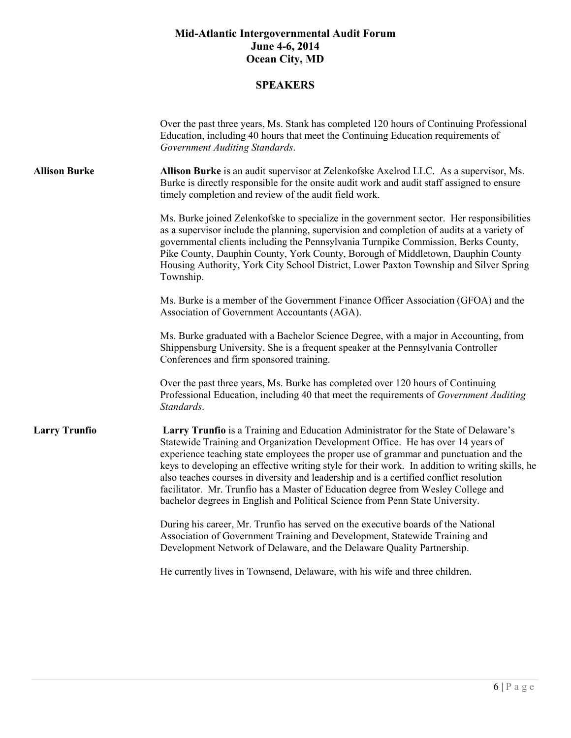Over the past three years, Ms. Stank has completed 120 hours of Continuing Professional Education, including 40 hours that meet the Continuing Education requirements of *Government Auditing Standards*.

**Allison Burke**

**Allison Burke** is an audit supervisor at Zelenkofske Axelrod LLC. As a supervisor, Ms. Burke is directly responsible for the onsite audit work and audit staff assigned to ensure timely completion and review of the audit field work.

Ms. Burke joined Zelenkofske to specialize in the government sector. Her responsibilities as a supervisor include the planning, supervision and completion of audits at a variety of governmental clients including the Pennsylvania Turnpike Commission, Berks County, Pike County, Dauphin County, York County, Borough of Middletown, Dauphin County Housing Authority, York City School District, Lower Paxton Township and Silver Spring Township.

Ms. Burke is a member of the Government Finance Officer Association (GFOA) and the Association of Government Accountants (AGA).

Ms. Burke graduated with a Bachelor Science Degree, with a major in Accounting, from Shippensburg University. She is a frequent speaker at the Pennsylvania Controller Conferences and firm sponsored training.

Over the past three years, Ms. Burke has completed over 120 hours of Continuing Professional Education, including 40 that meet the requirements of *Government Auditing Standards*.

**Larry Trunfio**

**Larry Trunfio** is a Training and Education Administrator for the State of Delaware's Statewide Training and Organization Development Office. He has over 14 years of experience teaching state employees the proper use of grammar and punctuation and the keys to developing an effective writing style for their work. In addition to writing skills, he also teaches courses in diversity and leadership and is a certified conflict resolution facilitator. Mr. Trunfio has a Master of Education degree from Wesley College and bachelor degrees in English and Political Science from Penn State University.

During his career, Mr. Trunfio has served on the executive boards of the National Association of Government Training and Development, Statewide Training and Development Network of Delaware, and the Delaware Quality Partnership.

He currently lives in Townsend, Delaware, with his wife and three children.